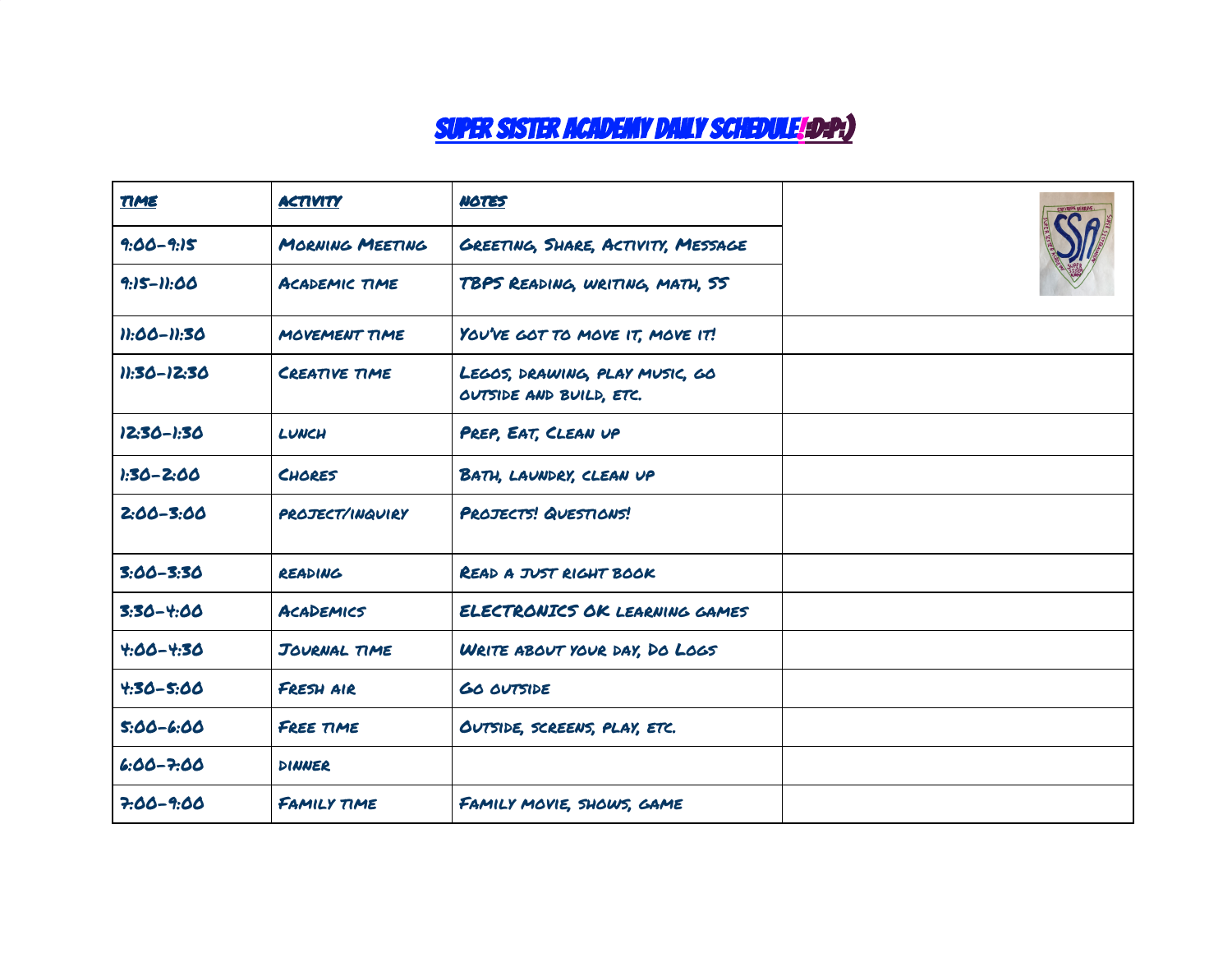# Super Sister Academy Daily Schedule!:D:P:)

| Time | Activity | Notes | |
|---|---|---|---|
| 9:00-9:15 | Morning Meeting | Greeting, Share, Activity, Message | |
| 9:15-11:00 | Academic time | TBPS Reading, writing, math, SS | |
| 11:00-11:30 | movement time | You've got to move it, move it! | |
| 11:30-12:30 | Creative time | Legos, drawing, play music, go outside and build, etc. | |
| 12:30-1:30 | lunch | Prep, Eat, Clean up | |
| 1:30-2:00 | Chores | Bath, laundry, clean up | |
| 2:00-3:00 | project/inquiry | Projects! Questions! | |
| 3:00-3:30 | reading | Read a just right book | |
| 3:30-4:00 | Academics | ELECTRONICS OK learning games | |
| 4:00-4:30 | Journal time | Write about your day, Do Logs | |
| 4:30-5:00 | Fresh air | Go outside | |
| 5:00-6:00 | Free time | Outside, screens, play, etc. | |
| 6:00-7:00 | dinner | | |
| 7:00-9:00 | Family time | Family movie, shows, game | |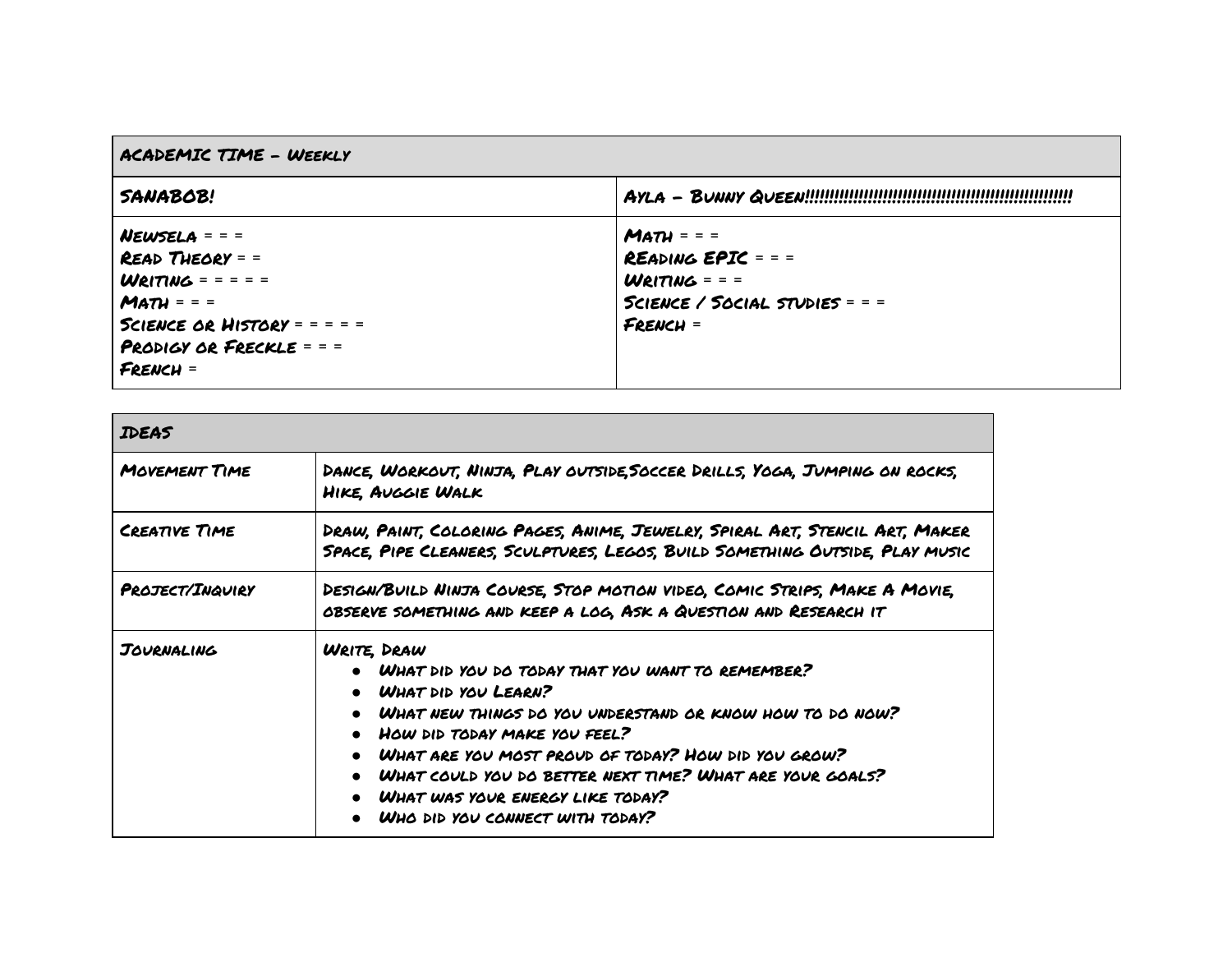| ACADEMIC TIME – Weekly | |
| --- | --- |
| SANABOB! | Ayla – Bunny Queen!!!!!!!!!!!!!!!!!!!!!!!!!!!!!!!!!!!!!!!!!!!!!!!!!!!!!!!!!!! |
| **Newsela** = = =<br>**Read Theory** = =<br>**Writing** = = = = =<br>**Math** = = =<br>**Science or History** = = = = =<br>**Prodigy or Freckle** = = =<br>**French** = | **Math** = = =<br>**REading EPIC** = = =<br>**Writing** = = =<br>**Science / Social studies** = = =<br>**French** = |

| IDEAS | |
| --- | --- |
| Movement Time | Dance, Workout, Ninja, Play outside,Soccer Drills, Yoga, Jumping on rocks, Hike, Auggie Walk |
| Creative Time | Draw, Paint, Coloring Pages, Anime, Jewelry, Spiral Art, Stencil Art, Maker Space, Pipe Cleaners, Sculptures, Legos, Build Something Outside, Play music |
| Project/Inquiry | Design/Build Ninja Course, Stop motion video, Comic Strips, Make A Movie, observe something and keep a log, Ask a Question and Research it |
| Journaling | Write, Draw<br>• What did you do today that you want to remember?<br>• What did you Learn?<br>• What new things do you understand or know how to do now?<br>• How did today make you feel?<br>• What are you most proud of today? How did you grow?<br>• What could you do better next time? What are your goals?<br>• What was your energy like today?<br>• Who did you connect with today? |